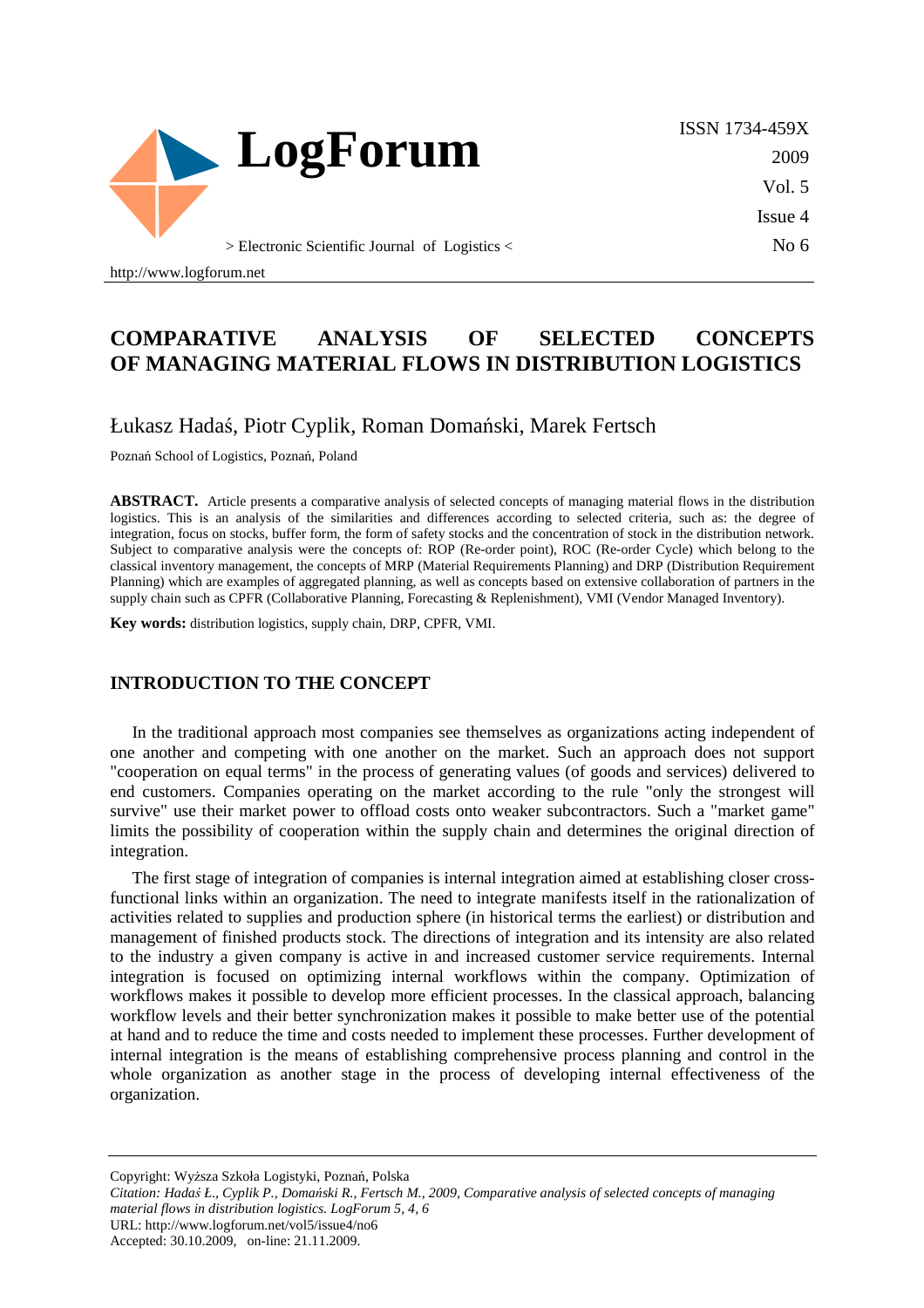# COMPARATIVE ANALYSIS OF SELECTED CONCEPTS OF MANAGING MATERIAL FLOWS IN DISTRIBUTION LOGISTICS

Łukasz Hadaś, Piotr Cyplik, Roman Domański, Marek Fertsch

Poznań School of Logistics, Poznań, Poland

**ABSTRACT.** Article presents a comparative analysis of selected concepts of managing material flows in the distribution logistics. This is an analysis of the similarities and differences according to selected criteria, such as: the degree of integration, focus on stocks, buffer form, the form of safety stocks and the concentration of stock in the distribution network. Subject to comparative analysis were the concepts of: ROP (Re-order point), ROC (Re-order Cycle) which belong to the classical inventory management, the concepts of MRP (Material Requirements Planning) and DRP (Distribution Requirement Planning) which are examples of aggregated planning, as well as concepts based on extensive collaboration of partners in the supply chain such as CPFR (Collaborative Planning, Forecasting & Replenishment), VMI (Vendor Managed Inventory).

**Key words:** distribution logistics, supply chain, DRP, CPFR, VMI.

## INTRODUCTION TO THE CONCEPT

In the traditional approach most companies see themselves as organizations acting independent of one another and competing with one another on the market. Such an approach does not support "cooperation on equal terms" in the process of generating values (of goods and services) delivered to end customers. Companies operating on the market according to the rule "only the strongest will survive" use their market power to offload costs onto weaker subcontractors. Such a "market game" limits the possibility of cooperation within the supply chain and determines the original direction of integration.

The first stage of integration of companies is internal integration aimed at establishing closer cross-functional links within an organization. The need to integrate manifests itself in the rationalization of activities related to supplies and production sphere (in historical terms the earliest) or distribution and management of finished products stock. The directions of integration and its intensity are also related to the industry a given company is active in and increased customer service requirements. Internal integration is focused on optimizing internal workflows within the company. Optimization of workflows makes it possible to develop more efficient processes. In the classical approach, balancing workflow levels and their better synchronization makes it possible to make better use of the potential at hand and to reduce the time and costs needed to implement these processes. Further development of internal integration is the means of establishing comprehensive process planning and control in the whole organization as another stage in the process of developing internal effectiveness of the organization.

Copyright: Wyższa Szkoła Logistyki, Poznań, Polska

*Citation: Hadaś Ł., Cyplik P., Domański R., Fertsch M., 2009, Comparative analysis of selected concepts of managing material flows in distribution logistics. LogForum 5, 4, 6*

URL: http://www.logforum.net/vol5/issue4/no6

Accepted: 30.10.2009, on-line: 21.11.2009.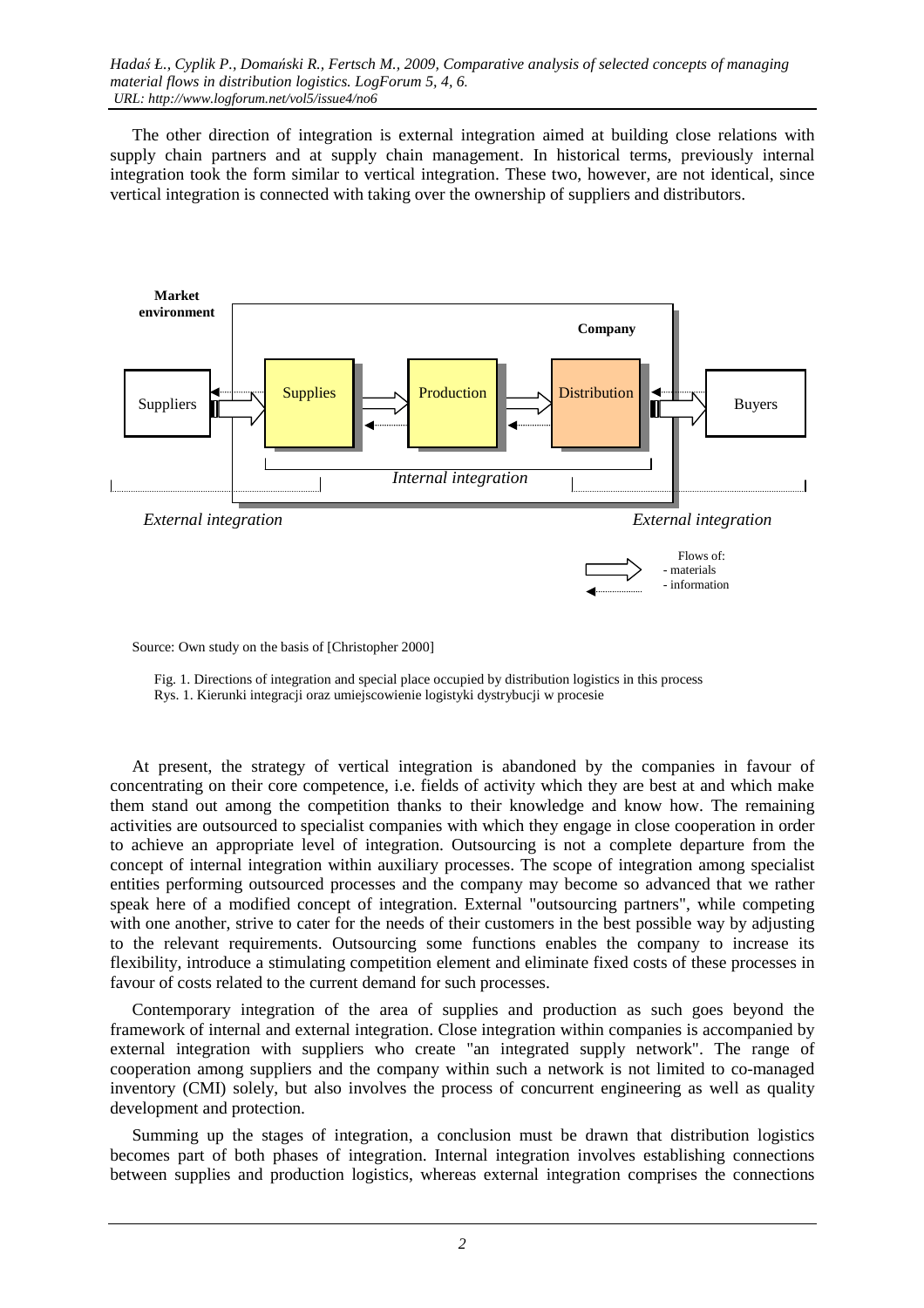The other direction of integration is external integration aimed at building close relations with supply chain partners and at supply chain management. In historical terms, previously internal integration took the form similar to vertical integration. These two, however, are not identical, since vertical integration is connected with taking over the ownership of suppliers and distributors.

Source: Own study on the basis of [Christopher 2000]

Fig. 1. Directions of integration and special place occupied by distribution logistics in this process
Rys. 1. Kierunki integracji oraz umiejscowienie logistyki dystrybucji w procesie

At present, the strategy of vertical integration is abandoned by the companies in favour of concentrating on their core competence, i.e. fields of activity which they are best at and which make them stand out among the competition thanks to their knowledge and know how. The remaining activities are outsourced to specialist companies with which they engage in close cooperation in order to achieve an appropriate level of integration. Outsourcing is not a complete departure from the concept of internal integration within auxiliary processes. The scope of integration among specialist entities performing outsourced processes and the company may become so advanced that we rather speak here of a modified concept of integration. External "outsourcing partners", while competing with one another, strive to cater for the needs of their customers in the best possible way by adjusting to the relevant requirements. Outsourcing some functions enables the company to increase its flexibility, introduce a stimulating competition element and eliminate fixed costs of these processes in favour of costs related to the current demand for such processes.

Contemporary integration of the area of supplies and production as such goes beyond the framework of internal and external integration. Close integration within companies is accompanied by external integration with suppliers who create "an integrated supply network". The range of cooperation among suppliers and the company within such a network is not limited to co-managed inventory (CMI) solely, but also involves the process of concurrent engineering as well as quality development and protection.

Summing up the stages of integration, a conclusion must be drawn that distribution logistics becomes part of both phases of integration. Internal integration involves establishing connections between supplies and production logistics, whereas external integration comprises the connections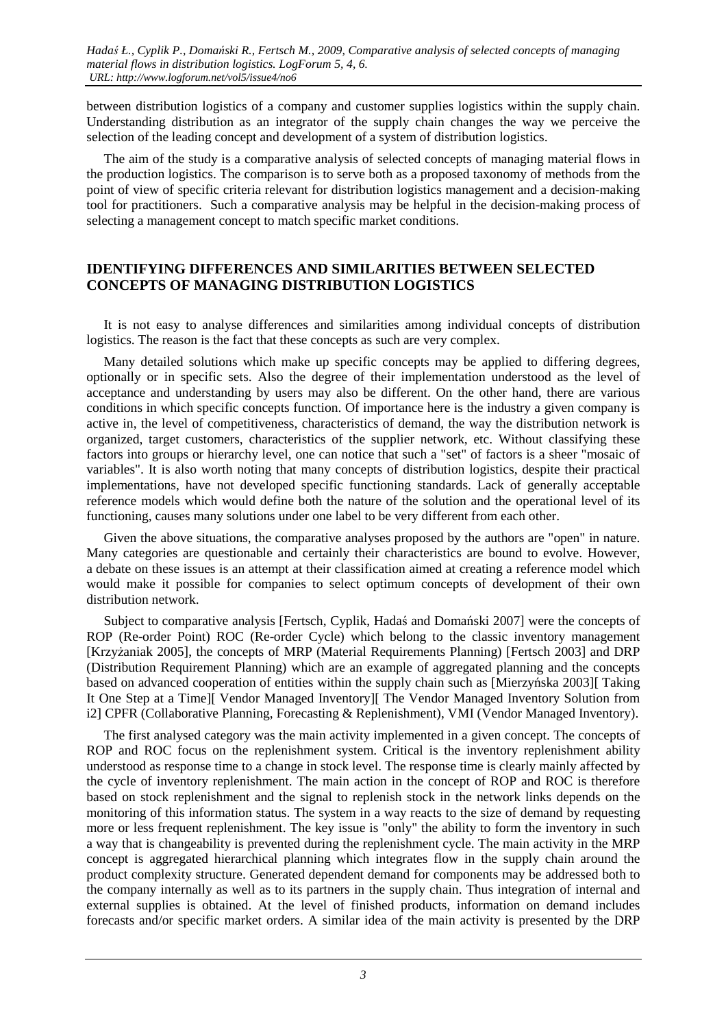between distribution logistics of a company and customer supplies logistics within the supply chain. Understanding distribution as an integrator of the supply chain changes the way we perceive the selection of the leading concept and development of a system of distribution logistics.

The aim of the study is a comparative analysis of selected concepts of managing material flows in the production logistics. The comparison is to serve both as a proposed taxonomy of methods from the point of view of specific criteria relevant for distribution logistics management and a decision-making tool for practitioners. Such a comparative analysis may be helpful in the decision-making process of selecting a management concept to match specific market conditions.

## IDENTIFYING DIFFERENCES AND SIMILARITIES BETWEEN SELECTED CONCEPTS OF MANAGING DISTRIBUTION LOGISTICS

It is not easy to analyse differences and similarities among individual concepts of distribution logistics. The reason is the fact that these concepts as such are very complex.

Many detailed solutions which make up specific concepts may be applied to differing degrees, optionally or in specific sets. Also the degree of their implementation understood as the level of acceptance and understanding by users may also be different. On the other hand, there are various conditions in which specific concepts function. Of importance here is the industry a given company is active in, the level of competitiveness, characteristics of demand, the way the distribution network is organized, target customers, characteristics of the supplier network, etc. Without classifying these factors into groups or hierarchy level, one can notice that such a "set" of factors is a sheer "mosaic of variables". It is also worth noting that many concepts of distribution logistics, despite their practical implementations, have not developed specific functioning standards. Lack of generally acceptable reference models which would define both the nature of the solution and the operational level of its functioning, causes many solutions under one label to be very different from each other.

Given the above situations, the comparative analyses proposed by the authors are "open" in nature. Many categories are questionable and certainly their characteristics are bound to evolve. However, a debate on these issues is an attempt at their classification aimed at creating a reference model which would make it possible for companies to select optimum concepts of development of their own distribution network.

Subject to comparative analysis [Fertsch, Cyplik, Hadaś and Domański 2007] were the concepts of ROP (Re-order Point) ROC (Re-order Cycle) which belong to the classic inventory management [Krzyżaniak 2005], the concepts of MRP (Material Requirements Planning) [Fertsch 2003] and DRP (Distribution Requirement Planning) which are an example of aggregated planning and the concepts based on advanced cooperation of entities within the supply chain such as [Mierzyńska 2003][ Taking It One Step at a Time][ Vendor Managed Inventory][ The Vendor Managed Inventory Solution from i2] CPFR (Collaborative Planning, Forecasting & Replenishment), VMI (Vendor Managed Inventory).

The first analysed category was the main activity implemented in a given concept. The concepts of ROP and ROC focus on the replenishment system. Critical is the inventory replenishment ability understood as response time to a change in stock level. The response time is clearly mainly affected by the cycle of inventory replenishment. The main action in the concept of ROP and ROC is therefore based on stock replenishment and the signal to replenish stock in the network links depends on the monitoring of this information status. The system in a way reacts to the size of demand by requesting more or less frequent replenishment. The key issue is "only" the ability to form the inventory in such a way that is changeability is prevented during the replenishment cycle. The main activity in the MRP concept is aggregated hierarchical planning which integrates flow in the supply chain around the product complexity structure. Generated dependent demand for components may be addressed both to the company internally as well as to its partners in the supply chain. Thus integration of internal and external supplies is obtained. At the level of finished products, information on demand includes forecasts and/or specific market orders. A similar idea of the main activity is presented by the DRP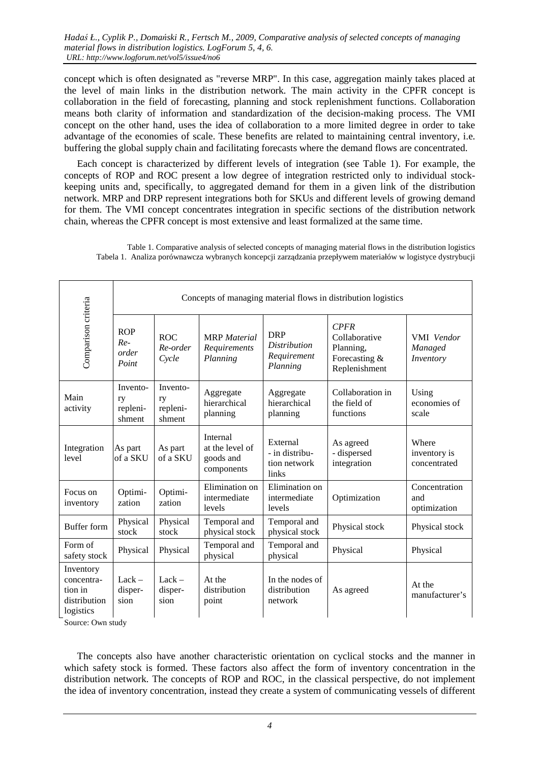concept which is often designated as "reverse MRP". In this case, aggregation mainly takes placed at the level of main links in the distribution network. The main activity in the CPFR concept is collaboration in the field of forecasting, planning and stock replenishment functions. Collaboration means both clarity of information and standardization of the decision-making process. The VMI concept on the other hand, uses the idea of collaboration to a more limited degree in order to take advantage of the economies of scale. These benefits are related to maintaining central inventory, i.e. buffering the global supply chain and facilitating forecasts where the demand flows are concentrated.

Each concept is characterized by different levels of integration (see Table 1). For example, the concepts of ROP and ROC present a low degree of integration restricted only to individual stock-keeping units and, specifically, to aggregated demand for them in a given link of the distribution network. MRP and DRP represent integrations both for SKUs and different levels of growing demand for them. The VMI concept concentrates integration in specific sections of the distribution network chain, whereas the CPFR concept is most extensive and least formalized at the same time.

Table 1. Comparative analysis of selected concepts of managing material flows in the distribution logistics
Tabela 1. Analiza porównawcza wybranych koncepcji zarządzania przepływem materiałów w logistyce dystrybucji

| Comparison criteria | Concepts of managing material flows in distribution logistics | | | | | |
|---|---|---|---|---|---|---|
| | ROP *Re-order Point* | ROC *Re-order Cycle* | MRP *Material Requirements Planning* | DRP *Distribution Requirement Planning* | *CPFR* Collaborative Planning, Forecasting & Replenishment | VMI *Vendor Managed Inventory* |
| Main activity | Inventory replenishment | Inventory replenishment | Aggregate hierarchical planning | Aggregate hierarchical planning | Collaboration in the field of functions | Using economies of scale |
| Integration level | As part of a SKU | As part of a SKU | Internal at the level of goods and components | External - in distribution network links | As agreed - dispersed integration | Where inventory is concentrated |
| Focus on inventory | Optimization | Optimization | Elimination on intermediate levels | Elimination on intermediate levels | Optimization | Concentration and optimization |
| Buffer form | Physical stock | Physical stock | Temporal and physical stock | Temporal and physical stock | Physical stock | Physical stock |
| Form of safety stock | Physical | Physical | Temporal and physical | Temporal and physical | Physical | Physical |
| Inventory concentration in distribution logistics | Lack – dispersion | Lack – dispersion | At the distribution point | In the nodes of distribution network | As agreed | At the manufacturer's |

Source: Own study

The concepts also have another characteristic orientation on cyclical stocks and the manner in which safety stock is formed. These factors also affect the form of inventory concentration in the distribution network. The concepts of ROP and ROC, in the classical perspective, do not implement the idea of inventory concentration, instead they create a system of communicating vessels of different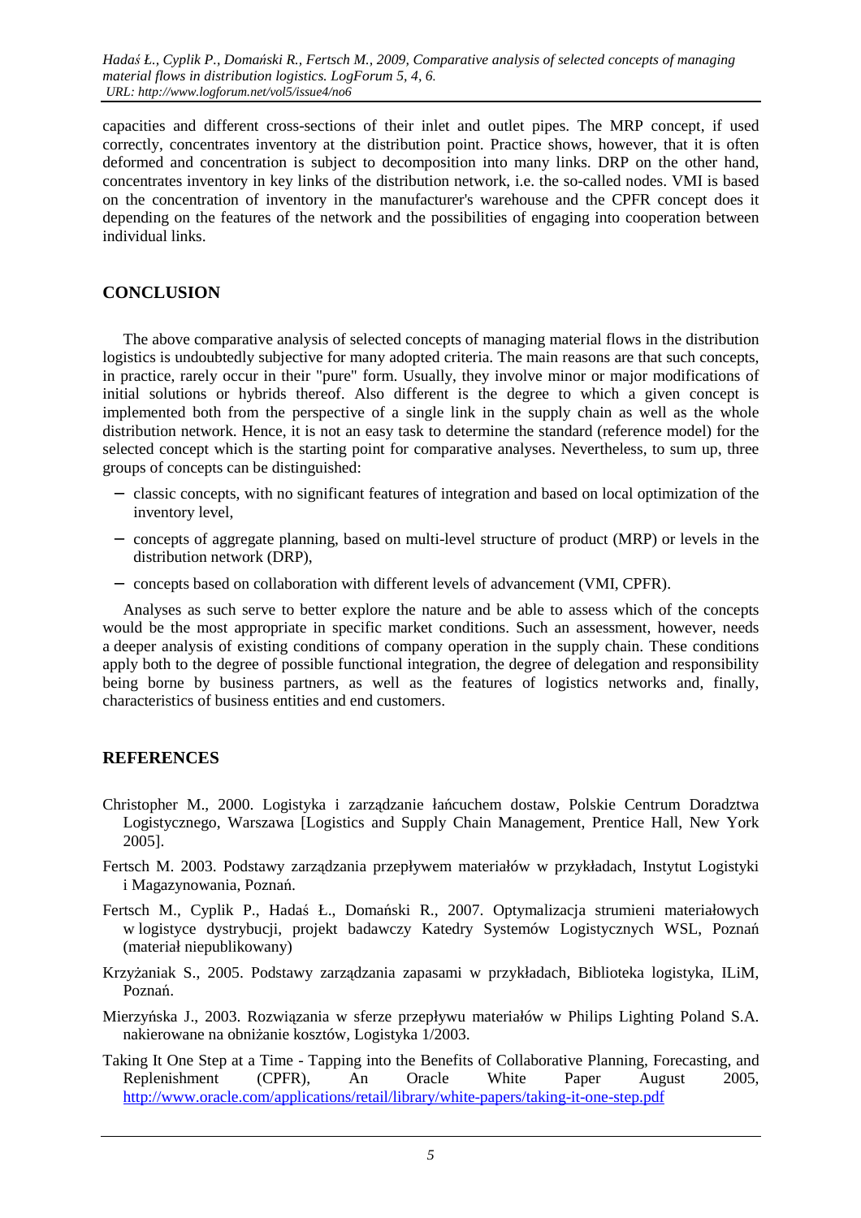capacities and different cross-sections of their inlet and outlet pipes. The MRP concept, if used correctly, concentrates inventory at the distribution point. Practice shows, however, that it is often deformed and concentration is subject to decomposition into many links. DRP on the other hand, concentrates inventory in key links of the distribution network, i.e. the so-called nodes. VMI is based on the concentration of inventory in the manufacturer's warehouse and the CPFR concept does it depending on the features of the network and the possibilities of engaging into cooperation between individual links.

## CONCLUSION

The above comparative analysis of selected concepts of managing material flows in the distribution logistics is undoubtedly subjective for many adopted criteria. The main reasons are that such concepts, in practice, rarely occur in their "pure" form. Usually, they involve minor or major modifications of initial solutions or hybrids thereof. Also different is the degree to which a given concept is implemented both from the perspective of a single link in the supply chain as well as the whole distribution network. Hence, it is not an easy task to determine the standard (reference model) for the selected concept which is the starting point for comparative analyses. Nevertheless, to sum up, three groups of concepts can be distinguished:

- classic concepts, with no significant features of integration and based on local optimization of the inventory level,
- concepts of aggregate planning, based on multi-level structure of product (MRP) or levels in the distribution network (DRP),
- concepts based on collaboration with different levels of advancement (VMI, CPFR).

Analyses as such serve to better explore the nature and be able to assess which of the concepts would be the most appropriate in specific market conditions. Such an assessment, however, needs a deeper analysis of existing conditions of company operation in the supply chain. These conditions apply both to the degree of possible functional integration, the degree of delegation and responsibility being borne by business partners, as well as the features of logistics networks and, finally, characteristics of business entities and end customers.

## REFERENCES

Christopher M., 2000. Logistyka i zarządzanie łańcuchem dostaw, Polskie Centrum Doradztwa Logistycznego, Warszawa [Logistics and Supply Chain Management, Prentice Hall, New York 2005].

Fertsch M. 2003. Podstawy zarządzania przepływem materiałów w przykładach, Instytut Logistyki i Magazynowania, Poznań.

Fertsch M., Cyplik P., Hadaś Ł., Domański R., 2007. Optymalizacja strumieni materiałowych w logistyce dystrybucji, projekt badawczy Katedry Systemów Logistycznych WSL, Poznań (materiał niepublikowany)

Krzyżaniak S., 2005. Podstawy zarządzania zapasami w przykładach, Biblioteka logistyka, ILiM, Poznań.

Mierzyńska J., 2003. Rozwiązania w sferze przepływu materiałów w Philips Lighting Poland S.A. nakierowane na obniżanie kosztów, Logistyka 1/2003.

Taking It One Step at a Time - Tapping into the Benefits of Collaborative Planning, Forecasting, and Replenishment (CPFR), An Oracle White Paper August 2005, http://www.oracle.com/applications/retail/library/white-papers/taking-it-one-step.pdf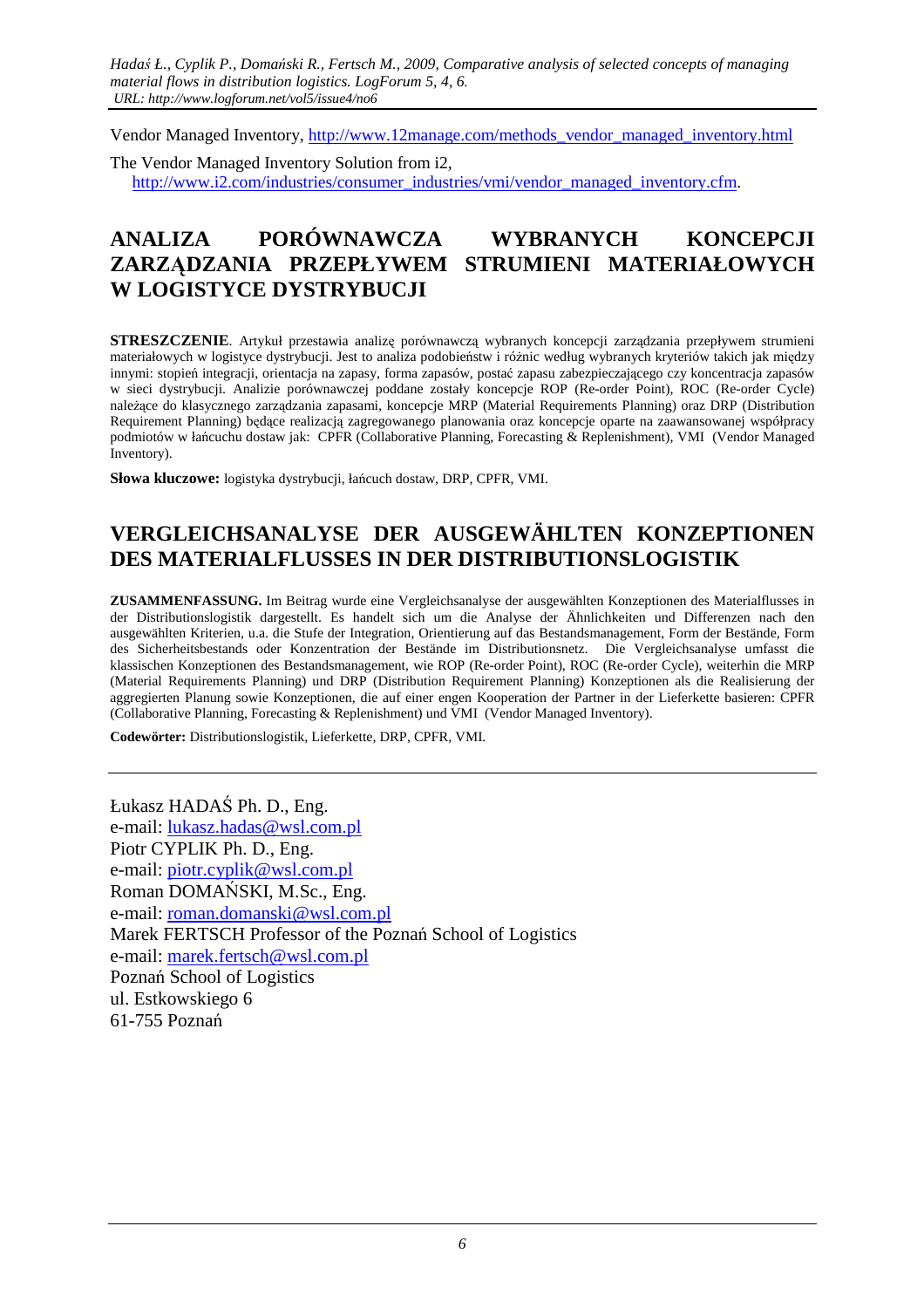Vendor Managed Inventory, http://www.12manage.com/methods_vendor_managed_inventory.html

The Vendor Managed Inventory Solution from i2, http://www.i2.com/industries/consumer_industries/vmi/vendor_managed_inventory.cfm.

# ANALIZA PORÓWNAWCZA WYBRANYCH KONCEPCJI ZARZĄDZANIA PRZEPŁYWEM STRUMIENI MATERIAŁOWYCH W LOGISTYCE DYSTRYBUCJI

**STRESZCZENIE**. Artykuł przestawia analizę porównawczą wybranych koncepcji zarządzania przepływem strumieni materiałowych w logistyce dystrybucji. Jest to analiza podobieństw i różnic według wybranych kryteriów takich jak między innymi: stopień integracji, orientacja na zapasy, forma zapasów, postać zapasu zabezpieczającego czy koncentracja zapasów w sieci dystrybucji. Analizie porównawczej poddane zostały koncepcje ROP (Re-order Point), ROC (Re-order Cycle) należące do klasycznego zarządzania zapasami, koncepcje MRP (Material Requirements Planning) oraz DRP (Distribution Requirement Planning) będące realizacją zagregowanego planowania oraz koncepcje oparte na zaawansowanej współpracy podmiotów w łańcuchu dostaw jak: CPFR (Collaborative Planning, Forecasting & Replenishment), VMI (Vendor Managed Inventory).

**Słowa kluczowe:** logistyka dystrybucji, łańcuch dostaw, DRP, CPFR, VMI.

# VERGLEICHSANALYSE DER AUSGEWÄHLTEN KONZEPTIONEN DES MATERIALFLUSSES IN DER DISTRIBUTIONSLOGISTIK

**ZUSAMMENFASSUNG.** Im Beitrag wurde eine Vergleichsanalyse der ausgewählten Konzeptionen des Materialflusses in der Distributionslogistik dargestellt. Es handelt sich um die Analyse der Ähnlichkeiten und Differenzen nach den ausgewählten Kriterien, u.a. die Stufe der Integration, Orientierung auf das Bestandsmanagement, Form der Bestände, Form des Sicherheitsbestands oder Konzentration der Bestände im Distributionsnetz. Die Vergleichsanalyse umfasst die klassischen Konzeptionen des Bestandsmanagement, wie ROP (Re-order Point), ROC (Re-order Cycle), weiterhin die MRP (Material Requirements Planning) und DRP (Distribution Requirement Planning) Konzeptionen als die Realisierung der aggregierten Planung sowie Konzeptionen, die auf einer engen Kooperation der Partner in der Lieferkette basieren: CPFR (Collaborative Planning, Forecasting & Replenishment) und VMI (Vendor Managed Inventory).

**Codewörter:** Distributionslogistik, Lieferkette, DRP, CPFR, VMI.

---

Łukasz HADAŚ Ph. D., Eng.
e-mail: lukasz.hadas@wsl.com.pl
Piotr CYPLIK Ph. D., Eng.
e-mail: piotr.cyplik@wsl.com.pl
Roman DOMAŃSKI, M.Sc., Eng.
e-mail: roman.domanski@wsl.com.pl
Marek FERTSCH Professor of the Poznań School of Logistics
e-mail: marek.fertsch@wsl.com.pl
Poznań School of Logistics
ul. Estkowskiego 6
61-755 Poznań